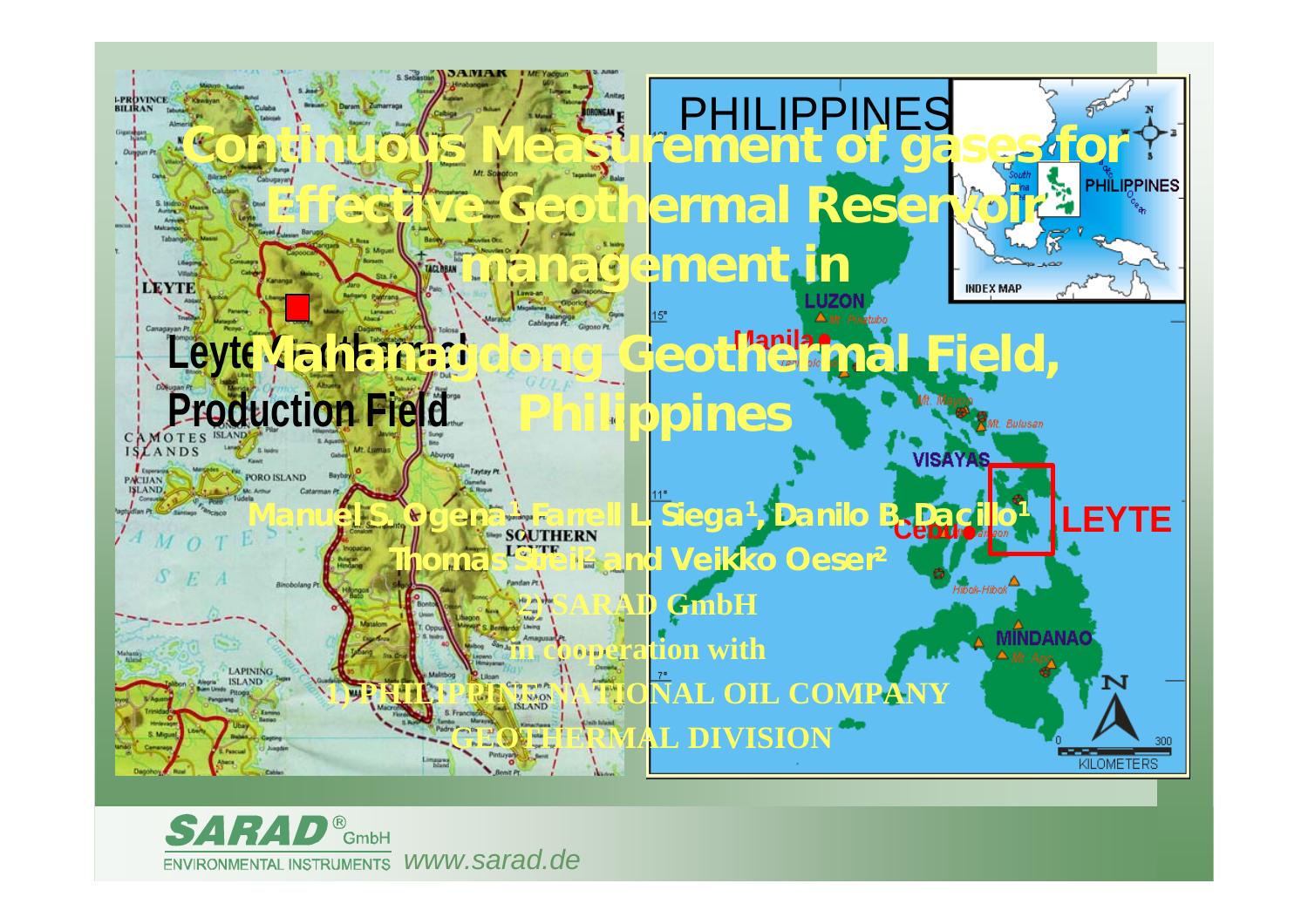# Continuous Measurement of gases for Effective Geothermal Reservoir management in Mahanagdong Geothermal Field, Philippines

Manuel S. Ogena[1], Farrell L. Siega[1], Danilo B. Dacillo[1]

Thomas Streil[2] and Veikko Oeser[2]

2) SARAD GmbH

in cooperation with

1) PHILIPPINE NATIONAL OIL COMPANY

GEOTHERMAL DIVISION

Leyte Geothermal Production Field

SARAD® GmbH

ENVIRONMENTAL INSTRUMENTS www.sarad.de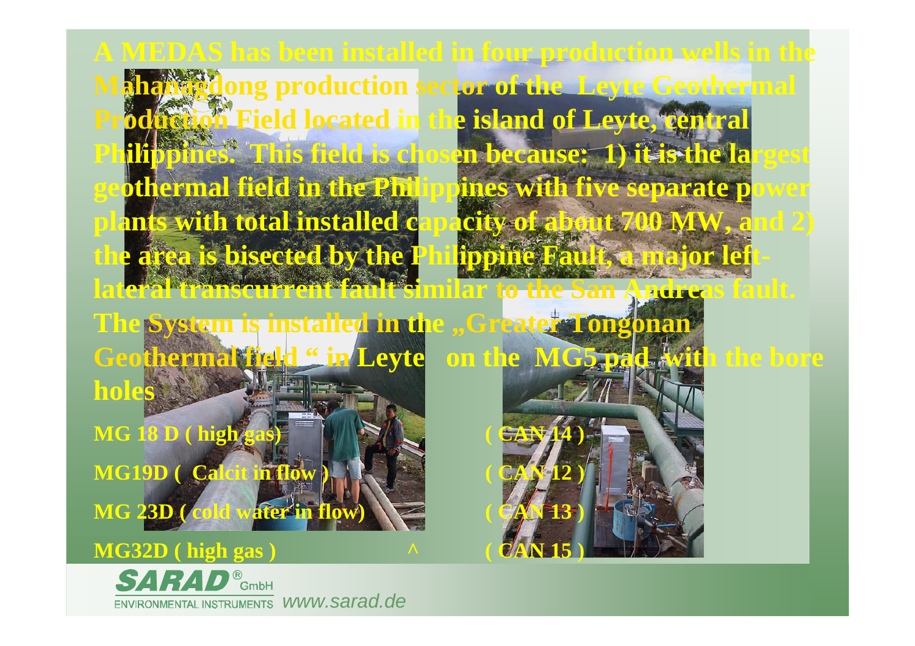A MEDAS has been installed in four production wells in the Mahanagdong production sector of the Leyte Geothermal Production Field located in the island of Leyte, central Philippines. This field is chosen because: 1) it is the largest geothermal field in the Philippines with five separate power plants with total installed capacity of about 700 MW, and 2) the area is bisected by the Philippine Fault, a major left-lateral transcurrent fault similar to the San Andreas fault. The System is installed in the „Greater Tongonan Geothermal field " in Leyte on the MG5 pad with the bore holes

MG 18 D ( high gas ) ( CAN 14 )

MG19D ( Calcit in flow ) ( CAN 12 )

MG 23D ( cold water in flow) ( CAN 13 )

MG32D ( high gas ) ^ ( CAN 15 )

SARAD® GmbH
ENVIRONMENTAL INSTRUMENTS www.sarad.de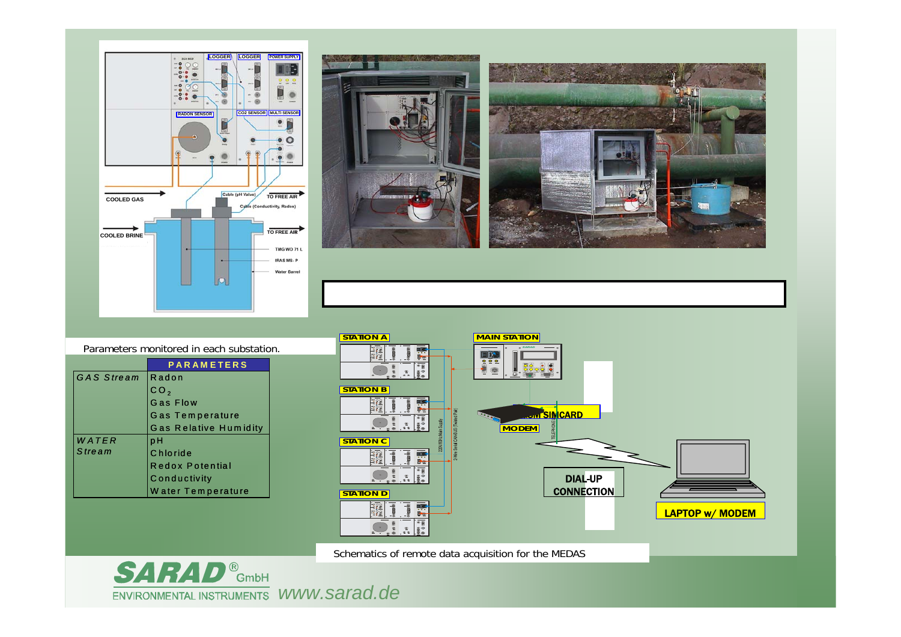Parameters monitored in each substation.

| | PARAMETERS |
|---|---|
| *GAS Stream* | Radon |
| | $CO_2$ |
| | Gas Flow |
| | Gas Temperature |
| | Gas Relative Humidity |
| *WATER Stream* | pH |
| | Chloride |
| | Redox Potential |
| | Conductivity |
| | Water Temperature |

Schematics of remote data acquisition for the MEDAS

SARAD® GmbH ENVIRONMENTAL INSTRUMENTS *www.sarad.de*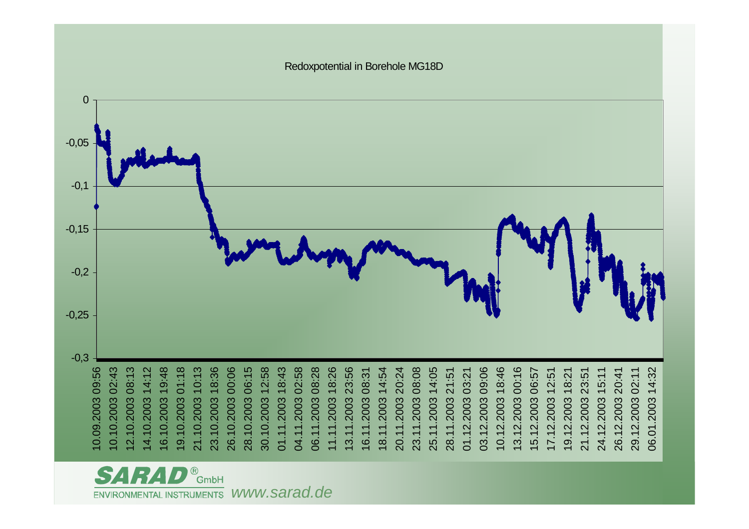Redoxpotential in Borehole MG18D

SARAD® GmbH
ENVIRONMENTAL INSTRUMENTS www.sarad.de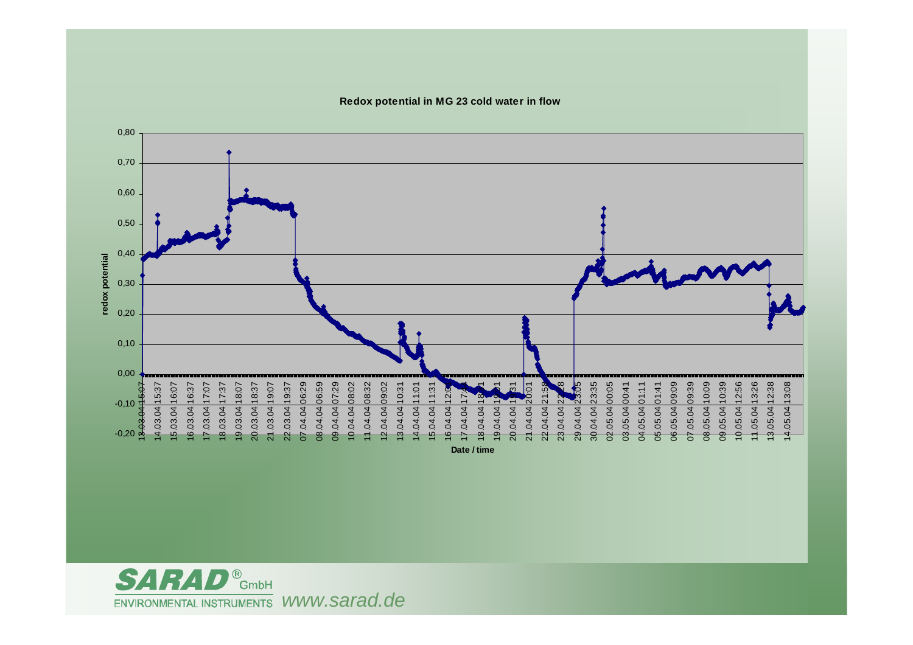**Redox potential in MG 23 cold water in flow**

redox potential

Date / time

**SARAD**® GmbH
ENVIRONMENTAL INSTRUMENTS *www.sarad.de*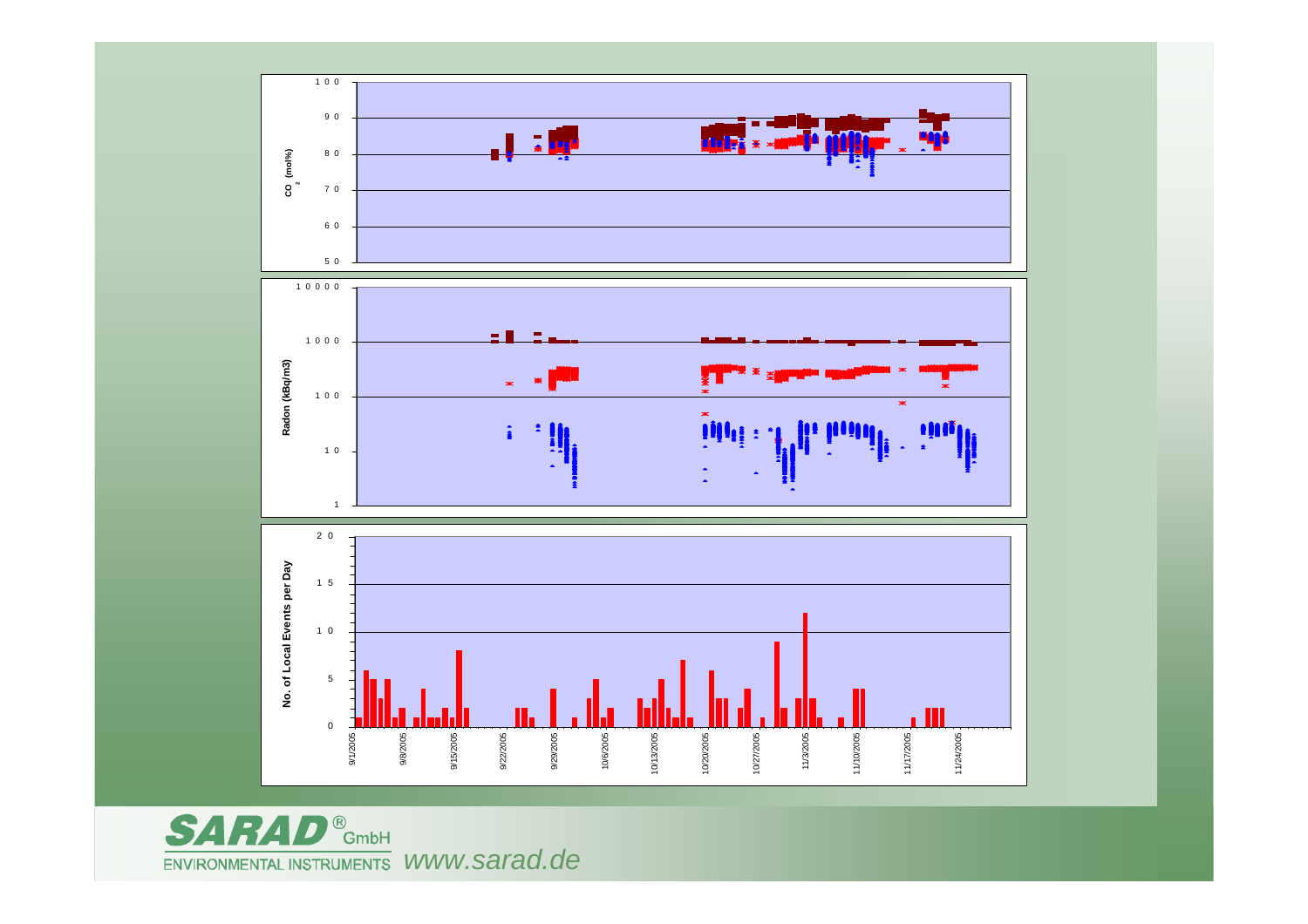$CO_2$ (mol%)

Radon (kBq/m3)

No. of Local Events per Day

9/1/2005 9/8/2005 9/15/2005 9/22/2005 9/29/2005 10/6/2005 10/13/2005 10/20/2005 10/27/2005 11/3/2005 11/10/2005 11/17/2005 11/24/2005

**SARAD**® GmbH
ENVIRONMENTAL INSTRUMENTS *www.sarad.de*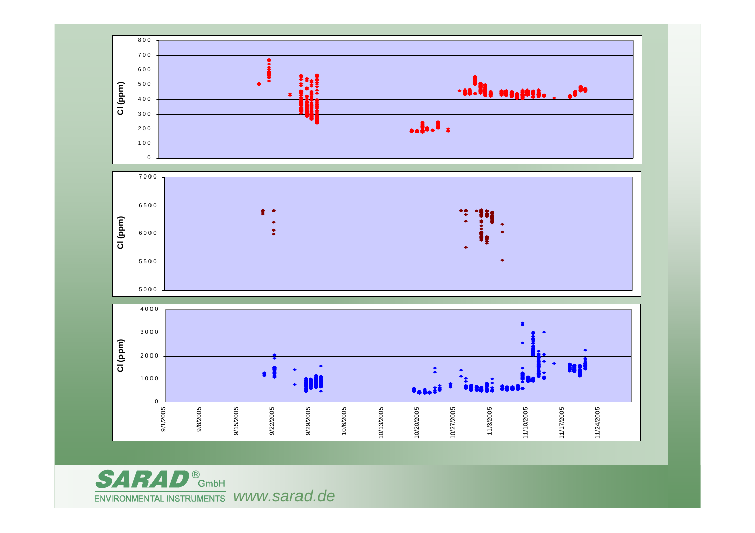800
700
600
500
400
300
200
100
0

Cl (ppm)

7000
6500
6000
5500
5000

Cl (ppm)

4000
3000
2000
1000
0

Cl (ppm)

9/1/2005
9/8/2005
9/15/2005
9/22/2005
9/29/2005
10/6/2005
10/13/2005
10/20/2005
10/27/2005
11/3/2005
11/10/2005
11/17/2005
11/24/2005

SARAD® GmbH
ENVIRONMENTAL INSTRUMENTS www.sarad.de